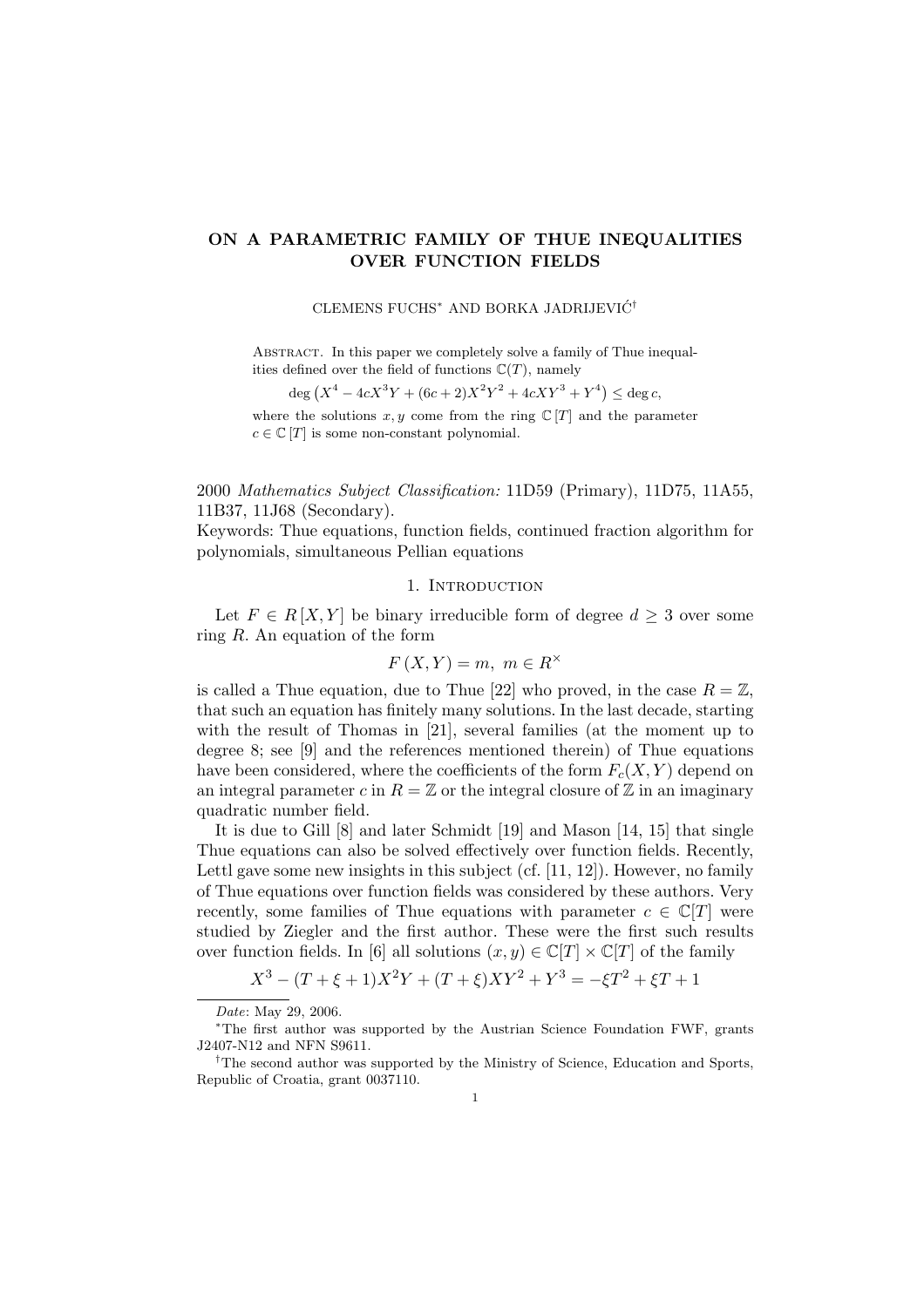# ON A PARAMETRIC FAMILY OF THUE INEQUALITIES OVER FUNCTION FIELDS

CLEMENS FUCHS* AND BORKA JADRIJEVIĆ†

Abstract. In this paper we completely solve a family of Thue inequalities defined over the field of functions $\mathbb{C}(T)$, namely

$$\deg\left(X^4 - 4cX^3Y + (6c+2)X^2Y^2 + 4cXY^3 + Y^4\right) \leq \deg c,$$

where the solutions $x, y$ come from the ring $\mathbb{C}[T]$ and the parameter $c \in \mathbb{C}[T]$ is some non-constant polynomial.

2000 *Mathematics Subject Classification:* 11D59 (Primary), 11D75, 11A55, 11B37, 11J68 (Secondary).
Keywords: Thue equations, function fields, continued fraction algorithm for polynomials, simultaneous Pellian equations

## 1. Introduction

Let $F \in R[X, Y]$ be binary irreducible form of degree $d \geq 3$ over some ring $R$. An equation of the form

$$F(X, Y) = m, \; m \in R^{\times}$$

is called a Thue equation, due to Thue [22] who proved, in the case $R = \mathbb{Z}$, that such an equation has finitely many solutions. In the last decade, starting with the result of Thomas in [21], several families (at the moment up to degree 8; see [9] and the references mentioned therein) of Thue equations have been considered, where the coefficients of the form $F_c(X, Y)$ depend on an integral parameter $c$ in $R = \mathbb{Z}$ or the integral closure of $\mathbb{Z}$ in an imaginary quadratic number field.

It is due to Gill [8] and later Schmidt [19] and Mason [14, 15] that single Thue equations can also be solved effectively over function fields. Recently, Lettl gave some new insights in this subject (cf. [11, 12]). However, no family of Thue equations over function fields was considered by these authors. Very recently, some families of Thue equations with parameter $c \in \mathbb{C}[T]$ were studied by Ziegler and the first author. These were the first such results over function fields. In [6] all solutions $(x, y) \in \mathbb{C}[T] \times \mathbb{C}[T]$ of the family

$$X^3 - (T + \xi + 1)X^2Y + (T + \xi)XY^2 + Y^3 = -\xi T^2 + \xi T + 1$$

---

*Date*: May 29, 2006.

*The first author was supported by the Austrian Science Foundation FWF, grants J2407-N12 and NFN S9611.

†The second author was supported by the Ministry of Science, Education and Sports, Republic of Croatia, grant 0037110.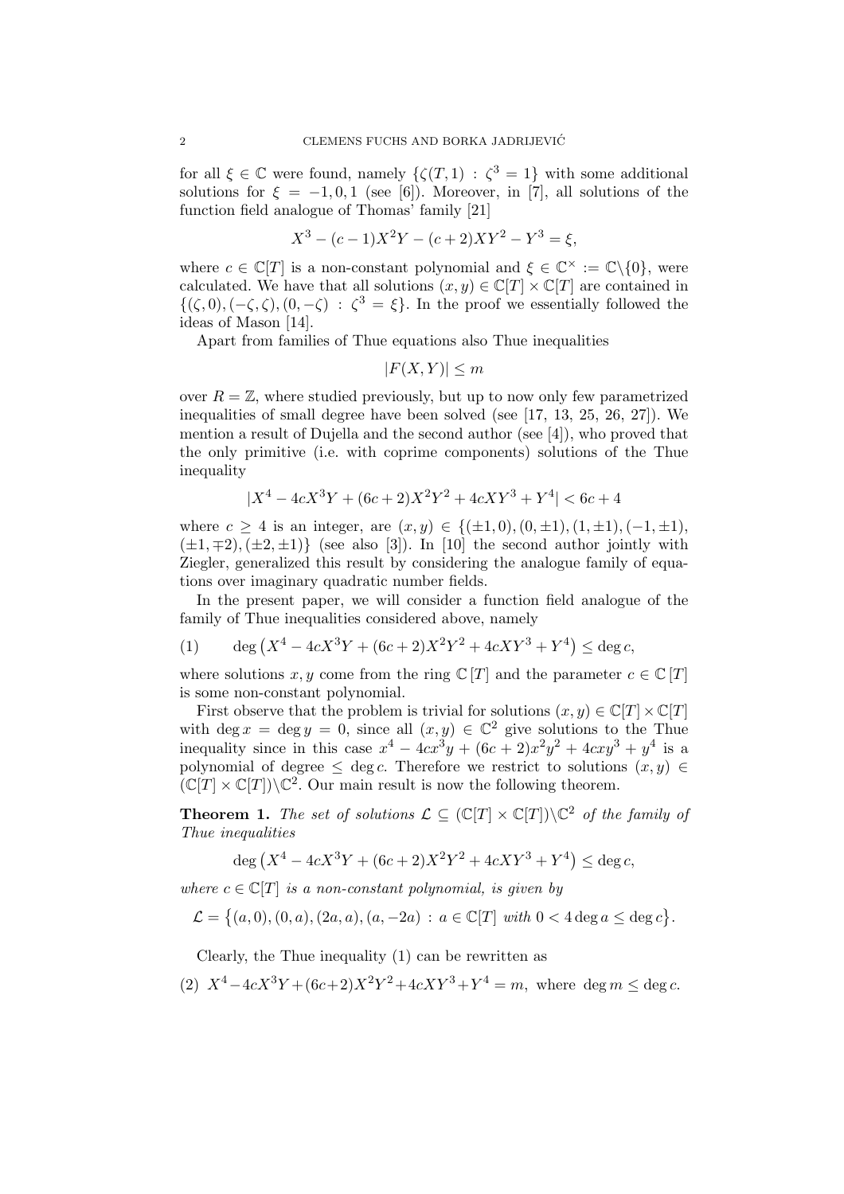for all $\xi \in \mathbb{C}$ were found, namely $\{\zeta(T,1) : \zeta^3 = 1\}$ with some additional solutions for $\xi = -1, 0, 1$ (see [6]). Moreover, in [7], all solutions of the function field analogue of Thomas' family [21]

$$X^3 - (c-1)X^2Y - (c+2)XY^2 - Y^3 = \xi,$$

where $c \in \mathbb{C}[T]$ is a non-constant polynomial and $\xi \in \mathbb{C}^\times := \mathbb{C}\backslash\{0\}$, were calculated. We have that all solutions $(x,y) \in \mathbb{C}[T] \times \mathbb{C}[T]$ are contained in $\{(\zeta, 0), (-\zeta, \zeta), (0, -\zeta) : \zeta^3 = \xi\}$. In the proof we essentially followed the ideas of Mason [14].

Apart from families of Thue equations also Thue inequalities

$$|F(X,Y)| \leq m$$

over $R = \mathbb{Z}$, where studied previously, but up to now only few parametrized inequalities of small degree have been solved (see [17, 13, 25, 26, 27]). We mention a result of Dujella and the second author (see [4]), who proved that the only primitive (i.e. with coprime components) solutions of the Thue inequality

$$|X^4 - 4cX^3Y + (6c+2)X^2Y^2 + 4cXY^3 + Y^4| < 6c + 4$$

where $c \geq 4$ is an integer, are $(x,y) \in \{(\pm 1, 0), (0, \pm 1), (1, \pm 1), (-1, \pm 1), (\pm 1, \mp 2), (\pm 2, \pm 1)\}$ (see also [3]). In [10] the second author jointly with Ziegler, generalized this result by considering the analogue family of equations over imaginary quadratic number fields.

In the present paper, we will consider a function field analogue of the family of Thue inequalities considered above, namely

$$\deg\left(X^4 - 4cX^3Y + (6c+2)X^2Y^2 + 4cXY^3 + Y^4\right) \leq \deg c, \tag{1}$$

where solutions $x, y$ come from the ring $\mathbb{C}[T]$ and the parameter $c \in \mathbb{C}[T]$ is some non-constant polynomial.

First observe that the problem is trivial for solutions $(x,y) \in \mathbb{C}[T] \times \mathbb{C}[T]$ with $\deg x = \deg y = 0$, since all $(x,y) \in \mathbb{C}^2$ give solutions to the Thue inequality since in this case $x^4 - 4cx^3y + (6c+2)x^2y^2 + 4cxy^3 + y^4$ is a polynomial of degree $\leq \deg c$. Therefore we restrict to solutions $(x,y) \in (\mathbb{C}[T] \times \mathbb{C}[T])\backslash\mathbb{C}^2$. Our main result is now the following theorem.

**Theorem 1.** *The set of solutions $\mathcal{L} \subseteq (\mathbb{C}[T] \times \mathbb{C}[T])\backslash\mathbb{C}^2$ of the family of Thue inequalities*

$$\deg\left(X^4 - 4cX^3Y + (6c+2)X^2Y^2 + 4cXY^3 + Y^4\right) \leq \deg c,$$

*where $c \in \mathbb{C}[T]$ is a non-constant polynomial, is given by*

$$\mathcal{L} = \left\{(a, 0), (0, a), (2a, a), (a, -2a) : a \in \mathbb{C}[T] \text{ with } 0 < 4\deg a \leq \deg c\right\}.$$

Clearly, the Thue inequality (1) can be rewritten as

$$X^4 - 4cX^3Y + (6c+2)X^2Y^2 + 4cXY^3 + Y^4 = m, \text{ where } \deg m \leq \deg c. \tag{2}$$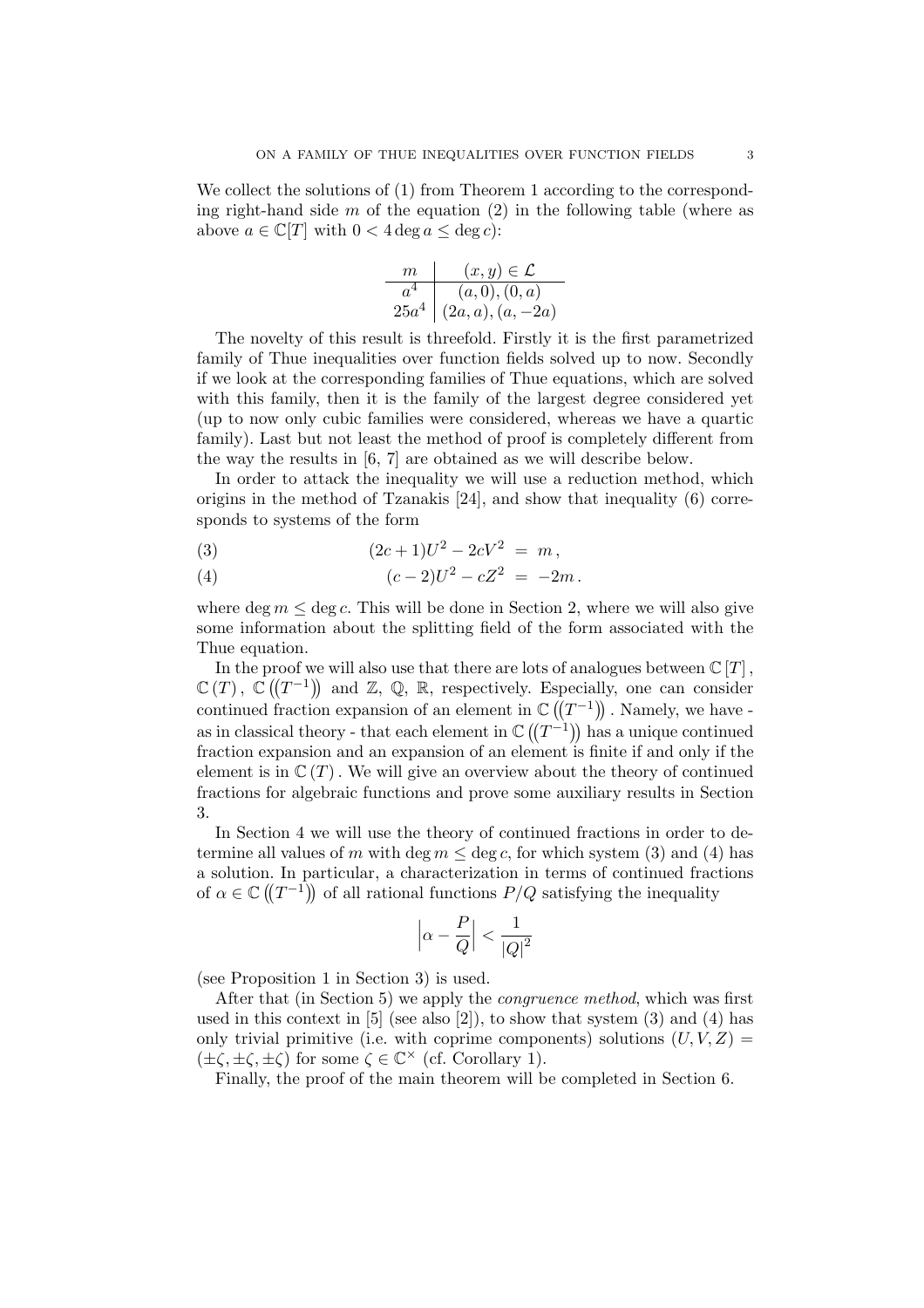We collect the solutions of (1) from Theorem 1 according to the corresponding right-hand side $m$ of the equation (2) in the following table (where as above $a \in \mathbb{C}[T]$ with $0 < 4 \deg a \leq \deg c$):

| $m$ | $(x, y) \in \mathcal{L}$ |
| --- | --- |
| $a^4$ | $(a, 0), (0, a)$ |
| $25a^4$ | $(2a, a), (a, -2a)$ |

The novelty of this result is threefold. Firstly it is the first parametrized family of Thue inequalities over function fields solved up to now. Secondly if we look at the corresponding families of Thue equations, which are solved with this family, then it is the family of the largest degree considered yet (up to now only cubic families were considered, whereas we have a quartic family). Last but not least the method of proof is completely different from the way the results in [6, 7] are obtained as we will describe below.

In order to attack the inequality we will use a reduction method, which origins in the method of Tzanakis [24], and show that inequality (6) corresponds to systems of the form

$$(2c+1)U^2 - 2cV^2 = m, \tag{3}$$

$$(c-2)U^2 - cZ^2 = -2m. \tag{4}$$

where $\deg m \leq \deg c$. This will be done in Section 2, where we will also give some information about the splitting field of the form associated with the Thue equation.

In the proof we will also use that there are lots of analogues between $\mathbb{C}[T]$, $\mathbb{C}(T)$, $\mathbb{C}((T^{-1}))$ and $\mathbb{Z}$, $\mathbb{Q}$, $\mathbb{R}$, respectively. Especially, one can consider continued fraction expansion of an element in $\mathbb{C}((T^{-1}))$. Namely, we have - as in classical theory - that each element in $\mathbb{C}((T^{-1}))$ has a unique continued fraction expansion and an expansion of an element is finite if and only if the element is in $\mathbb{C}(T)$. We will give an overview about the theory of continued fractions for algebraic functions and prove some auxiliary results in Section 3.

In Section 4 we will use the theory of continued fractions in order to determine all values of $m$ with $\deg m \leq \deg c$, for which system (3) and (4) has a solution. In particular, a characterization in terms of continued fractions of $\alpha \in \mathbb{C}((T^{-1}))$ of all rational functions $P/Q$ satisfying the inequality

$$\left|\alpha - \frac{P}{Q}\right| < \frac{1}{|Q|^2}$$

(see Proposition 1 in Section 3) is used.

After that (in Section 5) we apply the *congruence method*, which was first used in this context in [5] (see also [2]), to show that system (3) and (4) has only trivial primitive (i.e. with coprime components) solutions $(U, V, Z) = (\pm\zeta, \pm\zeta, \pm\zeta)$ for some $\zeta \in \mathbb{C}^\times$ (cf. Corollary 1).

Finally, the proof of the main theorem will be completed in Section 6.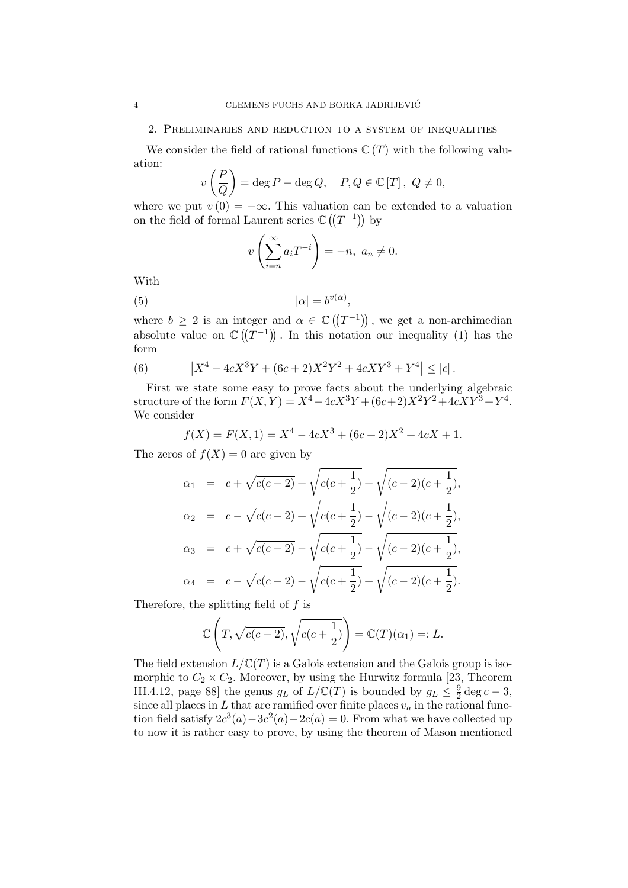## 2. Preliminaries and reduction to a system of inequalities

We consider the field of rational functions $\mathbb{C}(T)$ with the following valuation:

$$v\left(\frac{P}{Q}\right) = \deg P - \deg Q, \quad P, Q \in \mathbb{C}[T], \; Q \neq 0,$$

where we put $v(0) = -\infty$. This valuation can be extended to a valuation on the field of formal Laurent series $\mathbb{C}\left(\left(T^{-1}\right)\right)$ by

$$v\left(\sum_{i=n}^{\infty} a_i T^{-i}\right) = -n, \; a_n \neq 0.$$

With

$$|\alpha| = b^{v(\alpha)}, \tag{5}$$

where $b \geq 2$ is an integer and $\alpha \in \mathbb{C}\left(\left(T^{-1}\right)\right)$, we get a non-archimedian absolute value on $\mathbb{C}\left(\left(T^{-1}\right)\right)$. In this notation our inequality (1) has the form

$$\left| X^4 - 4cX^3Y + (6c+2)X^2Y^2 + 4cXY^3 + Y^4 \right| \leq |c|. \tag{6}$$

First we state some easy to prove facts about the underlying algebraic structure of the form $F(X,Y) = X^4 - 4cX^3Y + (6c+2)X^2Y^2 + 4cXY^3 + Y^4$. We consider

$$f(X) = F(X,1) = X^4 - 4cX^3 + (6c+2)X^2 + 4cX + 1.$$

The zeros of $f(X) = 0$ are given by

$$\begin{aligned}
\alpha_1 &= c + \sqrt{c(c-2)} + \sqrt{c(c+\frac{1}{2})} + \sqrt{(c-2)(c+\frac{1}{2})}, \\
\alpha_2 &= c - \sqrt{c(c-2)} + \sqrt{c(c+\frac{1}{2})} - \sqrt{(c-2)(c+\frac{1}{2})}, \\
\alpha_3 &= c + \sqrt{c(c-2)} - \sqrt{c(c+\frac{1}{2})} - \sqrt{(c-2)(c+\frac{1}{2})}, \\
\alpha_4 &= c - \sqrt{c(c-2)} - \sqrt{c(c+\frac{1}{2})} + \sqrt{(c-2)(c+\frac{1}{2})}.
\end{aligned}$$

Therefore, the splitting field of $f$ is

$$\mathbb{C}\left(T, \sqrt{c(c-2)}, \sqrt{c(c+\frac{1}{2})}\right) = \mathbb{C}(T)(\alpha_1) =: L.$$

The field extension $L/\mathbb{C}(T)$ is a Galois extension and the Galois group is isomorphic to $C_2 \times C_2$. Moreover, by using the Hurwitz formula [23, Theorem III.4.12, page 88] the genus $g_L$ of $L/\mathbb{C}(T)$ is bounded by $g_L \leq \frac{9}{2}\deg c - 3$, since all places in $L$ that are ramified over finite places $v_a$ in the rational function field satisfy $2c^3(a) - 3c^2(a) - 2c(a) = 0$. From what we have collected up to now it is rather easy to prove, by using the theorem of Mason mentioned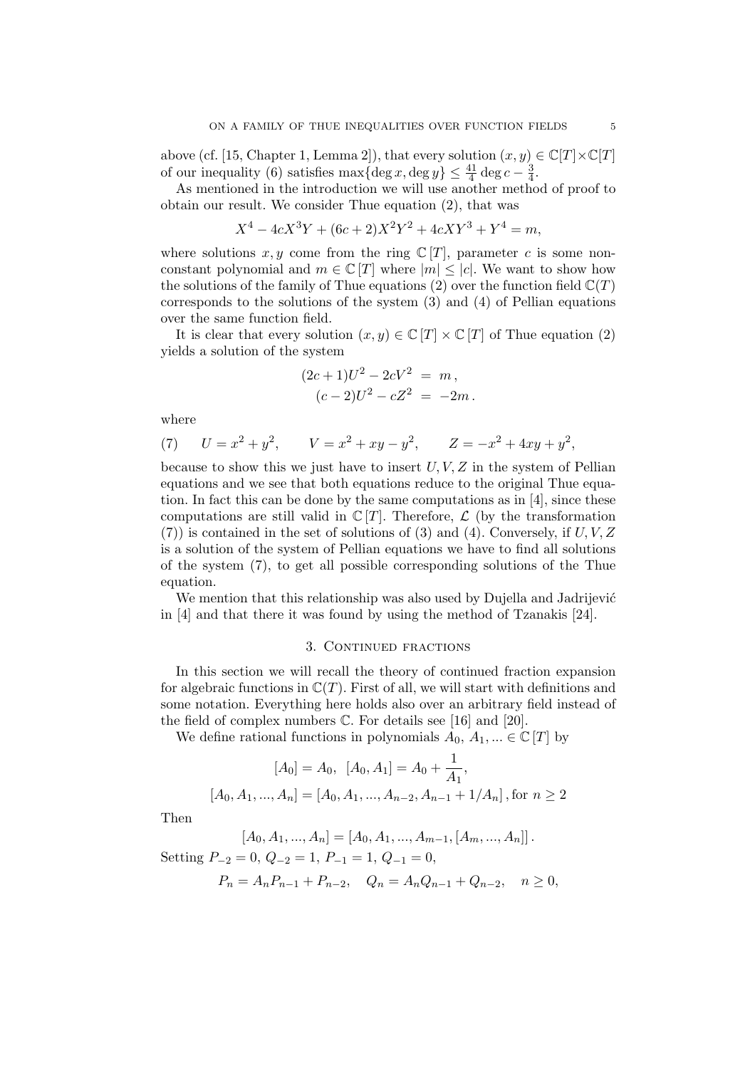above (cf. [15, Chapter 1, Lemma 2]), that every solution $(x, y) \in \mathbb{C}[T] \times \mathbb{C}[T]$ of our inequality (6) satisfies $\max\{\deg x, \deg y\} \leq \frac{41}{4} \deg c - \frac{3}{4}$.

As mentioned in the introduction we will use another method of proof to obtain our result. We consider Thue equation (2), that was

$$X^4 - 4cX^3Y + (6c+2)X^2Y^2 + 4cXY^3 + Y^4 = m,$$

where solutions $x, y$ come from the ring $\mathbb{C}[T]$, parameter $c$ is some non-constant polynomial and $m \in \mathbb{C}[T]$ where $|m| \leq |c|$. We want to show how the solutions of the family of Thue equations (2) over the function field $\mathbb{C}(T)$ corresponds to the solutions of the system (3) and (4) of Pellian equations over the same function field.

It is clear that every solution $(x, y) \in \mathbb{C}[T] \times \mathbb{C}[T]$ of Thue equation (2) yields a solution of the system

$$\begin{aligned}(2c+1)U^2 - 2cV^2 &= m\,,\\ (c-2)U^2 - cZ^2 &= -2m\,.\end{aligned}$$

where

$$U = x^2 + y^2, \qquad V = x^2 + xy - y^2, \qquad Z = -x^2 + 4xy + y^2, \tag{7}$$

because to show this we just have to insert $U, V, Z$ in the system of Pellian equations and we see that both equations reduce to the original Thue equation. In fact this can be done by the same computations as in [4], since these computations are still valid in $\mathbb{C}[T]$. Therefore, $\mathcal{L}$ (by the transformation (7)) is contained in the set of solutions of (3) and (4). Conversely, if $U, V, Z$ is a solution of the system of Pellian equations we have to find all solutions of the system (7), to get all possible corresponding solutions of the Thue equation.

We mention that this relationship was also used by Dujella and Jadrijević in [4] and that there it was found by using the method of Tzanakis [24].

## 3. Continued fractions

In this section we will recall the theory of continued fraction expansion for algebraic functions in $\mathbb{C}(T)$. First of all, we will start with definitions and some notation. Everything here holds also over an arbitrary field instead of the field of complex numbers $\mathbb{C}$. For details see [16] and [20].

We define rational functions in polynomials $A_0, A_1, ... \in \mathbb{C}[T]$ by

$$[A_0] = A_0, \;\; [A_0, A_1] = A_0 + \frac{1}{A_1},$$

$$[A_0, A_1, ..., A_n] = [A_0, A_1, ..., A_{n-2}, A_{n-1} + 1/A_n]\,, \text{for } n \geq 2$$

Then

$$[A_0, A_1, ..., A_n] = [A_0, A_1, ..., A_{m-1}, [A_m, ..., A_n]]\,.$$

Setting $P_{-2} = 0$, $Q_{-2} = 1$, $P_{-1} = 1$, $Q_{-1} = 0$,

$$P_n = A_nP_{n-1} + P_{n-2}, \quad Q_n = A_nQ_{n-1} + Q_{n-2}, \quad n \geq 0,$$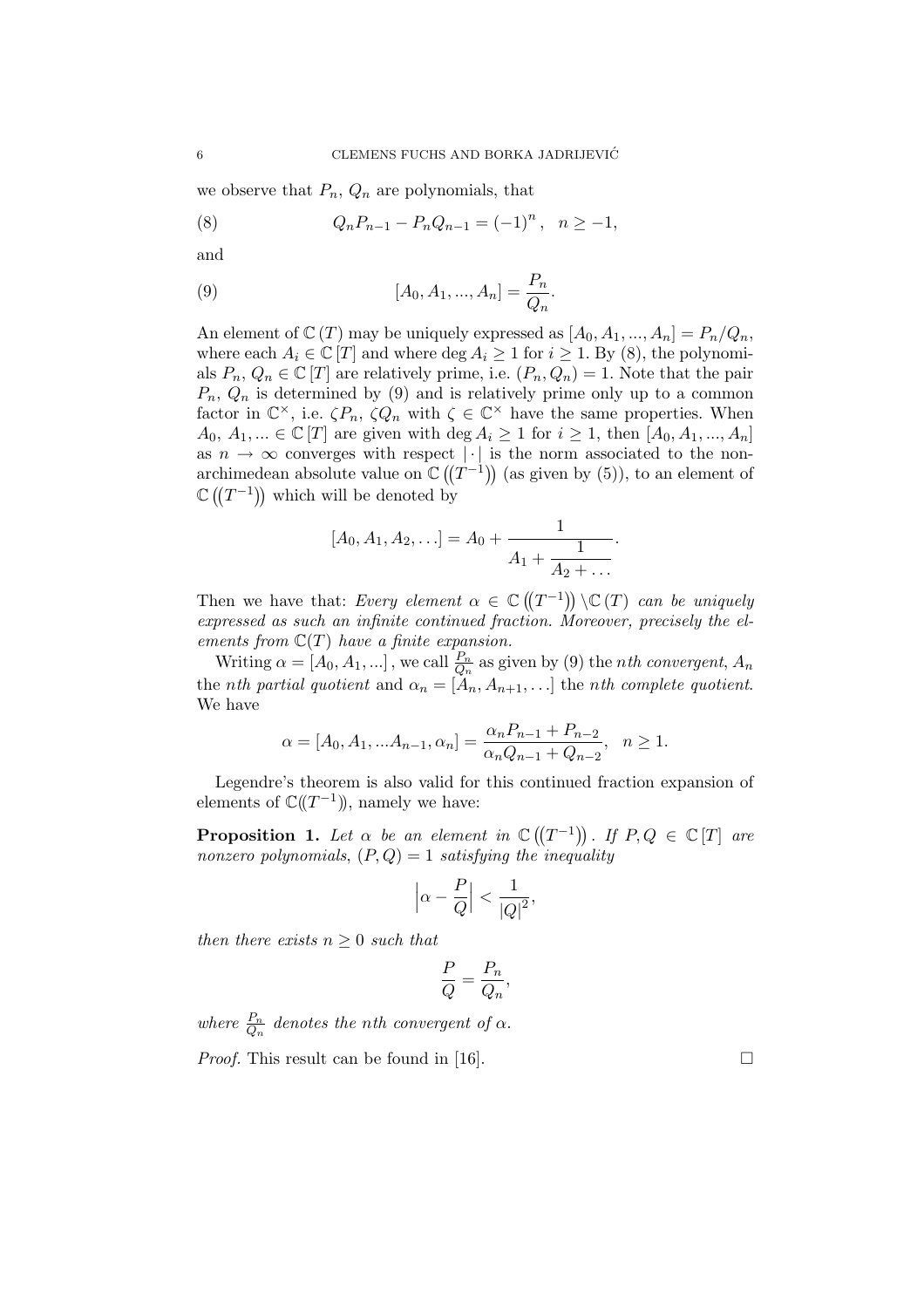we observe that $P_n$, $Q_n$ are polynomials, that

$$Q_n P_{n-1} - P_n Q_{n-1} = (-1)^n, \quad n \geq -1, \tag{8}$$

and

$$[A_0, A_1, ..., A_n] = \frac{P_n}{Q_n}. \tag{9}$$

An element of $\mathbb{C}(T)$ may be uniquely expressed as $[A_0, A_1, ..., A_n] = P_n/Q_n$, where each $A_i \in \mathbb{C}[T]$ and where $\deg A_i \geq 1$ for $i \geq 1$. By (8), the polynomials $P_n, Q_n \in \mathbb{C}[T]$ are relatively prime, i.e. $(P_n, Q_n) = 1$. Note that the pair $P_n$, $Q_n$ is determined by (9) and is relatively prime only up to a common factor in $\mathbb{C}^\times$, i.e. $\zeta P_n$, $\zeta Q_n$ with $\zeta \in \mathbb{C}^\times$ have the same properties. When $A_0, A_1, ... \in \mathbb{C}[T]$ are given with $\deg A_i \geq 1$ for $i \geq 1$, then $[A_0, A_1, ..., A_n]$ as $n \to \infty$ converges with respect $|\cdot|$ is the norm associated to the non-archimedean absolute value on $\mathbb{C}((T^{-1}))$ (as given by (5)), to an element of $\mathbb{C}((T^{-1}))$ which will be denoted by

$$[A_0, A_1, A_2, \ldots] = A_0 + \cfrac{1}{A_1 + \cfrac{1}{A_2 + \ldots}}.$$

Then we have that: *Every element $\alpha \in \mathbb{C}((T^{-1})) \setminus \mathbb{C}(T)$ can be uniquely expressed as such an infinite continued fraction. Moreover, precisely the elements from $\mathbb{C}(T)$ have a finite expansion.*

Writing $\alpha = [A_0, A_1, ...]$, we call $\frac{P_n}{Q_n}$ as given by (9) the *nth convergent*, $A_n$ the *nth partial quotient* and $\alpha_n = [A_n, A_{n+1}, \ldots]$ the *nth complete quotient*. We have

$$\alpha = [A_0, A_1, ... A_{n-1}, \alpha_n] = \frac{\alpha_n P_{n-1} + P_{n-2}}{\alpha_n Q_{n-1} + Q_{n-2}}, \quad n \geq 1.$$

Legendre's theorem is also valid for this continued fraction expansion of elements of $\mathbb{C}((T^{-1}))$, namely we have:

**Proposition 1.** *Let $\alpha$ be an element in $\mathbb{C}((T^{-1}))$. If $P, Q \in \mathbb{C}[T]$ are nonzero polynomials, $(P, Q) = 1$ satisfying the inequality*

$$\left|\alpha - \frac{P}{Q}\right| < \frac{1}{|Q|^2},$$

*then there exists $n \geq 0$ such that*

$$\frac{P}{Q} = \frac{P_n}{Q_n},$$

*where $\frac{P_n}{Q_n}$ denotes the nth convergent of $\alpha$.*

*Proof.* This result can be found in [16]. □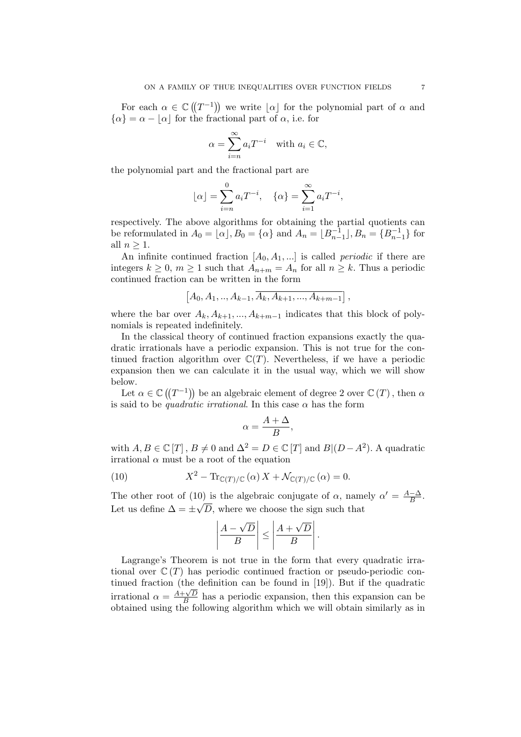For each $\alpha \in \mathbb{C}\left(\left(T^{-1}\right)\right)$ we write $\lfloor \alpha \rfloor$ for the polynomial part of $\alpha$ and $\{\alpha\} = \alpha - \lfloor \alpha \rfloor$ for the fractional part of $\alpha$, i.e. for

$$\alpha = \sum_{i=n}^{\infty} a_i T^{-i} \quad \text{with } a_i \in \mathbb{C},$$

the polynomial part and the fractional part are

$$\lfloor \alpha \rfloor = \sum_{i=n}^{0} a_i T^{-i}, \quad \{\alpha\} = \sum_{i=1}^{\infty} a_i T^{-i},$$

respectively. The above algorithms for obtaining the partial quotients can be reformulated in $A_0 = \lfloor \alpha \rfloor, B_0 = \{\alpha\}$ and $A_n = \lfloor B_{n-1}^{-1} \rfloor, B_n = \{B_{n-1}^{-1}\}$ for all $n \geq 1$.

An infinite continued fraction $[A_0, A_1, ...]$ is called *periodic* if there are integers $k \geq 0$, $m \geq 1$ such that $A_{n+m} = A_n$ for all $n \geq k$. Thus a periodic continued fraction can be written in the form

$$\left[A_0, A_1, .., A_{k-1}, \overline{A_k, A_{k+1}, ..., A_{k+m-1}}\right],$$

where the bar over $A_k, A_{k+1}, ..., A_{k+m-1}$ indicates that this block of polynomials is repeated indefinitely.

In the classical theory of continued fraction expansions exactly the quadratic irrationals have a periodic expansion. This is not true for the continued fraction algorithm over $\mathbb{C}(T)$. Nevertheless, if we have a periodic expansion then we can calculate it in the usual way, which we will show below.

Let $\alpha \in \mathbb{C}\left(\left(T^{-1}\right)\right)$ be an algebraic element of degree 2 over $\mathbb{C}(T)$, then $\alpha$ is said to be *quadratic irrational*. In this case $\alpha$ has the form

$$\alpha = \frac{A + \Delta}{B},$$

with $A, B \in \mathbb{C}[T]$, $B \neq 0$ and $\Delta^2 = D \in \mathbb{C}[T]$ and $B | (D - A^2)$. A quadratic irrational $\alpha$ must be a root of the equation

$$X^2 - \mathrm{Tr}_{\mathbb{C}(T)/\mathbb{C}}(\alpha) X + \mathcal{N}_{\mathbb{C}(T)/\mathbb{C}}(\alpha) = 0. \tag{10}$$

The other root of (10) is the algebraic conjugate of $\alpha$, namely $\alpha' = \frac{A - \Delta}{B}$. Let us define $\Delta = \pm\sqrt{D}$, where we choose the sign such that

$$\left| \frac{A - \sqrt{D}}{B} \right| \leq \left| \frac{A + \sqrt{D}}{B} \right|.$$

Lagrange's Theorem is not true in the form that every quadratic irrational over $\mathbb{C}(T)$ has periodic continued fraction or pseudo-periodic continued fraction (the definition can be found in [19]). But if the quadratic irrational $\alpha = \frac{A + \sqrt{D}}{B}$ has a periodic expansion, then this expansion can be obtained using the following algorithm which we will obtain similarly as in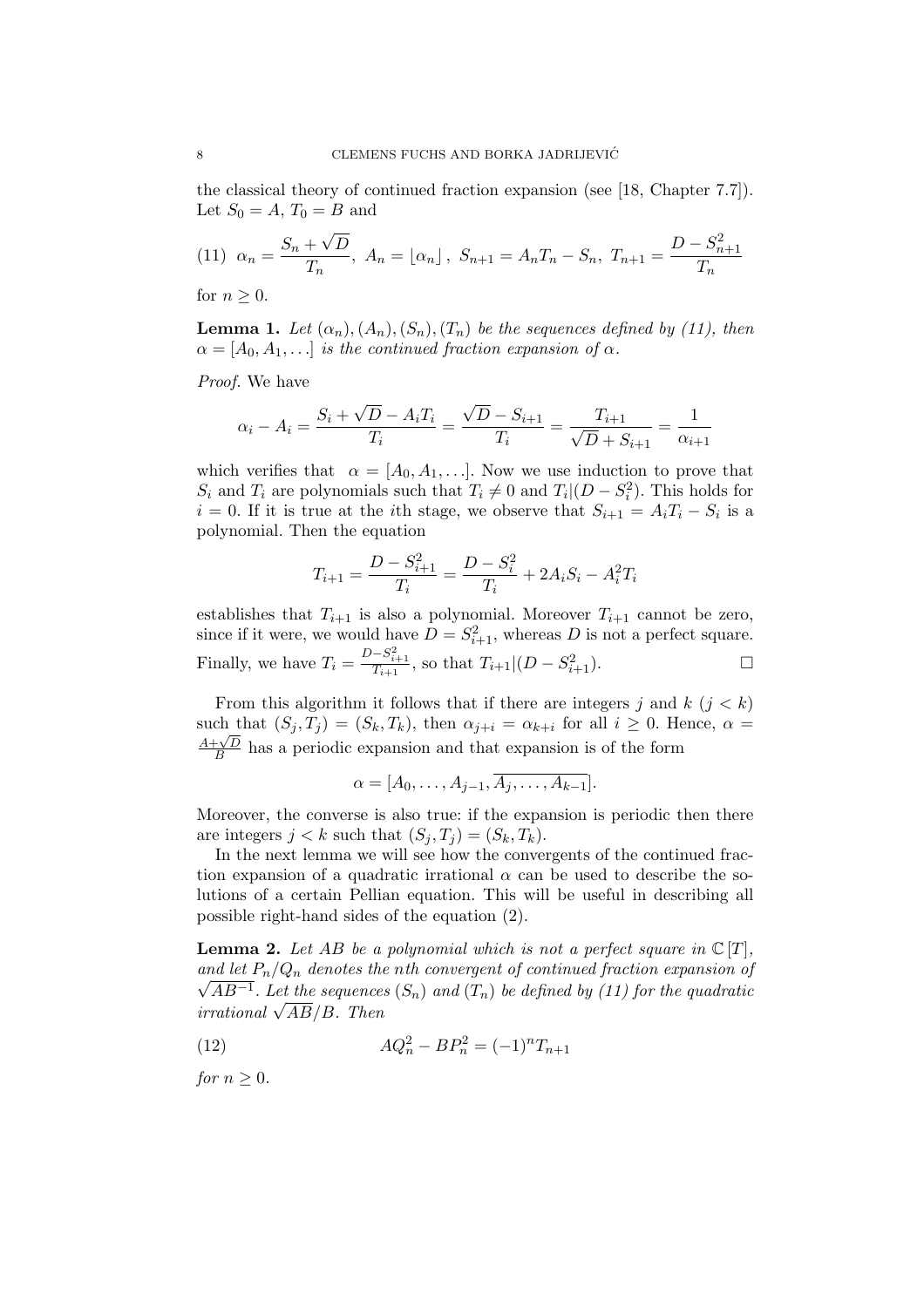the classical theory of continued fraction expansion (see [18, Chapter 7.7]). Let $S_0 = A$, $T_0 = B$ and

$$(11) \quad \alpha_n = \frac{S_n + \sqrt{D}}{T_n}, \ A_n = \lfloor \alpha_n \rfloor, \ S_{n+1} = A_n T_n - S_n, \ T_{n+1} = \frac{D - S_{n+1}^2}{T_n}$$

for $n \geq 0$.

**Lemma 1.** *Let $(\alpha_n), (A_n), (S_n), (T_n)$ be the sequences defined by (11), then $\alpha = [A_0, A_1, \ldots]$ is the continued fraction expansion of $\alpha$.*

*Proof.* We have

$$\alpha_i - A_i = \frac{S_i + \sqrt{D} - A_i T_i}{T_i} = \frac{\sqrt{D} - S_{i+1}}{T_i} = \frac{T_{i+1}}{\sqrt{D} + S_{i+1}} = \frac{1}{\alpha_{i+1}}$$

which verifies that $\alpha = [A_0, A_1, \ldots]$. Now we use induction to prove that $S_i$ and $T_i$ are polynomials such that $T_i \neq 0$ and $T_i | (D - S_i^2)$. This holds for $i = 0$. If it is true at the $i$th stage, we observe that $S_{i+1} = A_i T_i - S_i$ is a polynomial. Then the equation

$$T_{i+1} = \frac{D - S_{i+1}^2}{T_i} = \frac{D - S_i^2}{T_i} + 2A_i S_i - A_i^2 T_i$$

establishes that $T_{i+1}$ is also a polynomial. Moreover $T_{i+1}$ cannot be zero, since if it were, we would have $D = S_{i+1}^2$, whereas $D$ is not a perfect square. Finally, we have $T_i = \frac{D - S_{i+1}^2}{T_{i+1}}$, so that $T_{i+1} | (D - S_{i+1}^2)$. ☐

From this algorithm it follows that if there are integers $j$ and $k$ ($j < k$) such that $(S_j, T_j) = (S_k, T_k)$, then $\alpha_{j+i} = \alpha_{k+i}$ for all $i \geq 0$. Hence, $\alpha = \frac{A + \sqrt{D}}{B}$ has a periodic expansion and that expansion is of the form

$$\alpha = [A_0, \ldots, A_{j-1}, \overline{A_j, \ldots, A_{k-1}}].$$

Moreover, the converse is also true: if the expansion is periodic then there are integers $j < k$ such that $(S_j, T_j) = (S_k, T_k)$.

In the next lemma we will see how the convergents of the continued fraction expansion of a quadratic irrational $\alpha$ can be used to describe the solutions of a certain Pellian equation. This will be useful in describing all possible right-hand sides of the equation (2).

**Lemma 2.** *Let $AB$ be a polynomial which is not a perfect square in $\mathbb{C}[T]$, and let $P_n/Q_n$ denotes the $n$th convergent of continued fraction expansion of $\sqrt{AB^{-1}}$. Let the sequences $(S_n)$ and $(T_n)$ be defined by (11) for the quadratic irrational $\sqrt{AB}/B$. Then*

$$(12) \qquad AQ_n^2 - BP_n^2 = (-1)^n T_{n+1}$$

*for $n \geq 0$.*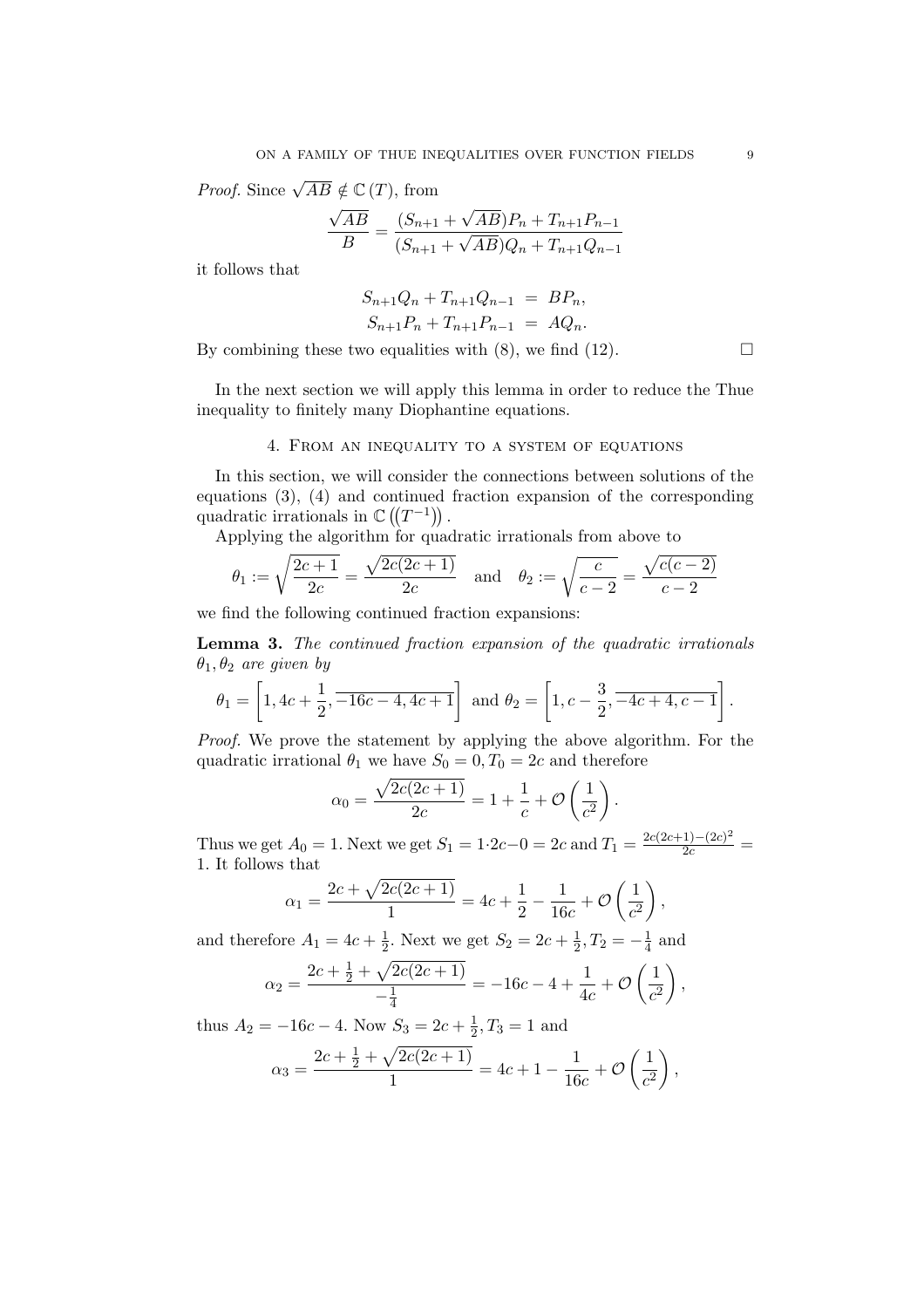*Proof.* Since $\sqrt{AB} \notin \mathbb{C}(T)$, from

$$\frac{\sqrt{AB}}{B} = \frac{(S_{n+1} + \sqrt{AB})P_n + T_{n+1}P_{n-1}}{(S_{n+1} + \sqrt{AB})Q_n + T_{n+1}Q_{n-1}}$$

it follows that

$$\begin{aligned} S_{n+1}Q_n + T_{n+1}Q_{n-1} &= BP_n, \\ S_{n+1}P_n + T_{n+1}P_{n-1} &= AQ_n. \end{aligned}$$

By combining these two equalities with (8), we find (12). $\square$

In the next section we will apply this lemma in order to reduce the Thue inequality to finitely many Diophantine equations.

## 4. From an inequality to a system of equations

In this section, we will consider the connections between solutions of the equations (3), (4) and continued fraction expansion of the corresponding quadratic irrationals in $\mathbb{C}\left(\left(T^{-1}\right)\right)$.

Applying the algorithm for quadratic irrationals from above to

$$\theta_1 := \sqrt{\frac{2c+1}{2c}} = \frac{\sqrt{2c(2c+1)}}{2c} \quad \text{and} \quad \theta_2 := \sqrt{\frac{c}{c-2}} = \frac{\sqrt{c(c-2)}}{c-2}$$

we find the following continued fraction expansions:

**Lemma 3.** *The continued fraction expansion of the quadratic irrationals $\theta_1, \theta_2$ are given by*

$$\theta_1 = \left[1, 4c + \frac{1}{2}, \overline{-16c - 4, 4c + 1}\right] \text{ and } \theta_2 = \left[1, c - \frac{3}{2}, \overline{-4c + 4, c - 1}\right].$$

*Proof.* We prove the statement by applying the above algorithm. For the quadratic irrational $\theta_1$ we have $S_0 = 0, T_0 = 2c$ and therefore

$$\alpha_0 = \frac{\sqrt{2c(2c+1)}}{2c} = 1 + \frac{1}{c} + \mathcal{O}\left(\frac{1}{c^2}\right).$$

Thus we get $A_0 = 1$. Next we get $S_1 = 1 \cdot 2c - 0 = 2c$ and $T_1 = \frac{2c(2c+1) - (2c)^2}{2c} = 1$. It follows that

$$\alpha_1 = \frac{2c + \sqrt{2c(2c+1)}}{1} = 4c + \frac{1}{2} - \frac{1}{16c} + \mathcal{O}\left(\frac{1}{c^2}\right),$$

and therefore $A_1 = 4c + \frac{1}{2}$. Next we get $S_2 = 2c + \frac{1}{2}, T_2 = -\frac{1}{4}$ and

$$\alpha_2 = \frac{2c + \frac{1}{2} + \sqrt{2c(2c+1)}}{-\frac{1}{4}} = -16c - 4 + \frac{1}{4c} + \mathcal{O}\left(\frac{1}{c^2}\right),$$

thus $A_2 = -16c - 4$. Now $S_3 = 2c + \frac{1}{2}, T_3 = 1$ and

$$\alpha_3 = \frac{2c + \frac{1}{2} + \sqrt{2c(2c+1)}}{1} = 4c + 1 - \frac{1}{16c} + \mathcal{O}\left(\frac{1}{c^2}\right),$$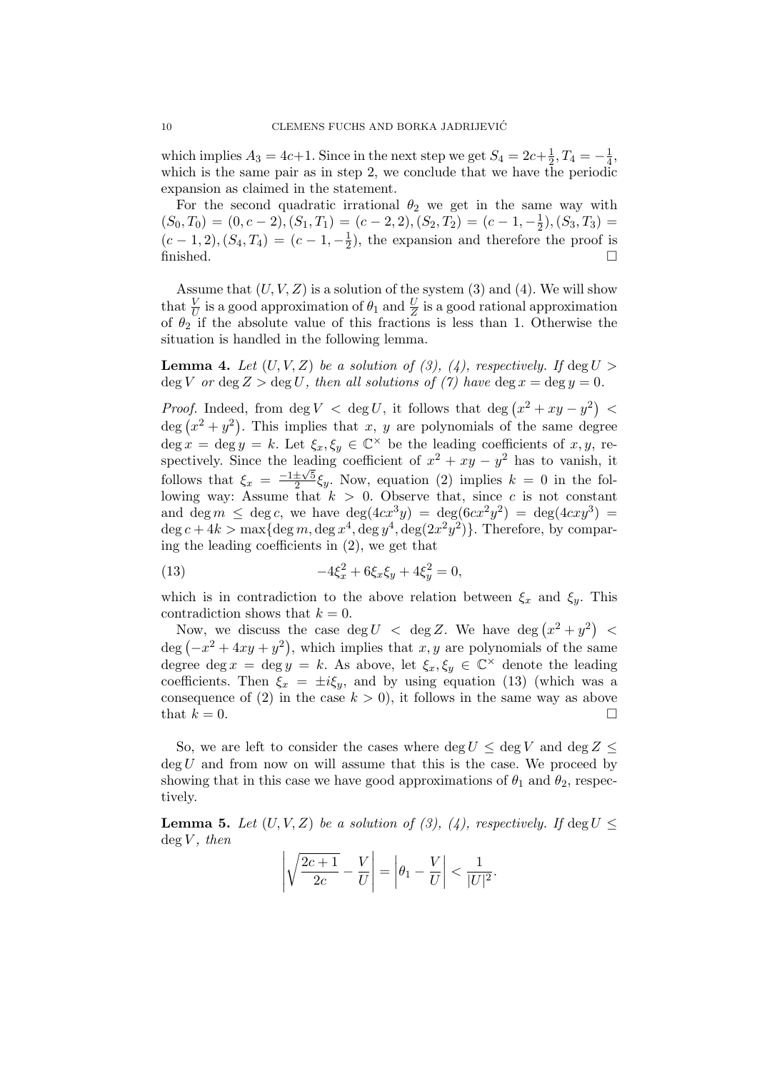which implies $A_3 = 4c+1$. Since in the next step we get $S_4 = 2c + \frac{1}{2}, T_4 = -\frac{1}{4}$, which is the same pair as in step 2, we conclude that we have the periodic expansion as claimed in the statement.

For the second quadratic irrational $\theta_2$ we get in the same way with $(S_0, T_0) = (0, c-2), (S_1, T_1) = (c-2, 2), (S_2, T_2) = (c-1, -\frac{1}{2}), (S_3, T_3) = (c-1, 2), (S_4, T_4) = (c-1, -\frac{1}{2})$, the expansion and therefore the proof is finished. $\square$

Assume that $(U, V, Z)$ is a solution of the system (3) and (4). We will show that $\frac{V}{U}$ is a good approximation of $\theta_1$ and $\frac{U}{Z}$ is a good rational approximation of $\theta_2$ if the absolute value of this fractions is less than 1. Otherwise the situation is handled in the following lemma.

**Lemma 4.** *Let $(U, V, Z)$ be a solution of (3), (4), respectively. If $\deg U > \deg V$ or $\deg Z > \deg U$, then all solutions of (7) have $\deg x = \deg y = 0$.*

*Proof.* Indeed, from $\deg V < \deg U$, it follows that $\deg\left(x^2 + xy - y^2\right) < \deg\left(x^2 + y^2\right)$. This implies that $x$, $y$ are polynomials of the same degree $\deg x = \deg y = k$. Let $\xi_x, \xi_y \in \mathbb{C}^\times$ be the leading coefficients of $x, y$, respectively. Since the leading coefficient of $x^2 + xy - y^2$ has to vanish, it follows that $\xi_x = \frac{-1 \pm \sqrt{5}}{2}\xi_y$. Now, equation (2) implies $k = 0$ in the following way: Assume that $k > 0$. Observe that, since $c$ is not constant and $\deg m \leq \deg c$, we have $\deg(4cx^3y) = \deg(6cx^2y^2) = \deg(4cxy^3) = \deg c + 4k > \max\{\deg m, \deg x^4, \deg y^4, \deg(2x^2y^2)\}$. Therefore, by comparing the leading coefficients in (2), we get that

$$-4\xi_x^2 + 6\xi_x\xi_y + 4\xi_y^2 = 0, \tag{13}$$

which is in contradiction to the above relation between $\xi_x$ and $\xi_y$. This contradiction shows that $k = 0$.

Now, we discuss the case $\deg U < \deg Z$. We have $\deg\left(x^2 + y^2\right) < \deg\left(-x^2 + 4xy + y^2\right)$, which implies that $x, y$ are polynomials of the same degree $\deg x = \deg y = k$. As above, let $\xi_x, \xi_y \in \mathbb{C}^\times$ denote the leading coefficients. Then $\xi_x = \pm i\xi_y$, and by using equation (13) (which was a consequence of (2) in the case $k > 0$), it follows in the same way as above that $k = 0$. $\square$

So, we are left to consider the cases where $\deg U \leq \deg V$ and $\deg Z \leq \deg U$ and from now on will assume that this is the case. We proceed by showing that in this case we have good approximations of $\theta_1$ and $\theta_2$, respectively.

**Lemma 5.** *Let $(U, V, Z)$ be a solution of (3), (4), respectively. If $\deg U \leq \deg V$, then*

$$\left|\sqrt{\frac{2c+1}{2c}} - \frac{V}{U}\right| = \left|\theta_1 - \frac{V}{U}\right| < \frac{1}{|U|^2}.$$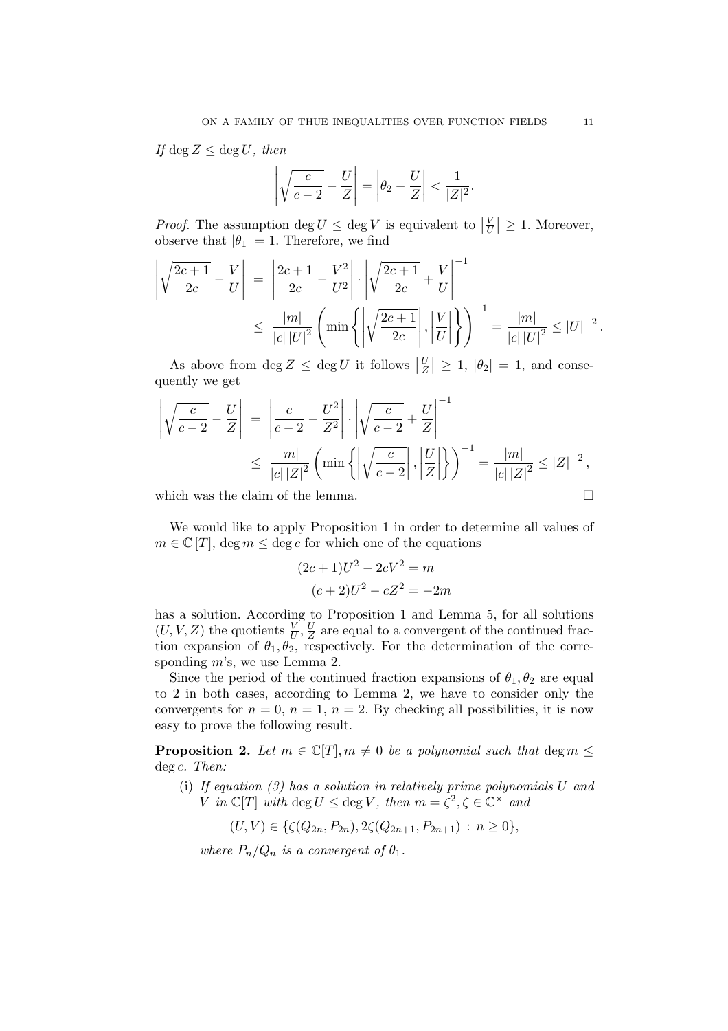*If* $\deg Z \leq \deg U$*, then*

$$\left|\sqrt{\frac{c}{c-2}} - \frac{U}{Z}\right| = \left|\theta_2 - \frac{U}{Z}\right| < \frac{1}{|Z|^2}.$$

*Proof.* The assumption $\deg U \leq \deg V$ is equivalent to $\left|\frac{V}{U}\right| \geq 1$. Moreover, observe that $|\theta_1| = 1$. Therefore, we find

$$\begin{aligned}
\left|\sqrt{\frac{2c+1}{2c}} - \frac{V}{U}\right| &= \left|\frac{2c+1}{2c} - \frac{V^2}{U^2}\right| \cdot \left|\sqrt{\frac{2c+1}{2c}} + \frac{V}{U}\right|^{-1} \\
&\leq \frac{|m|}{|c|\,|U|^2}\left(\min\left\{\left|\sqrt{\frac{2c+1}{2c}}\right|, \left|\frac{V}{U}\right|\right\}\right)^{-1} = \frac{|m|}{|c|\,|U|^2} \leq |U|^{-2}.
\end{aligned}$$

As above from $\deg Z \leq \deg U$ it follows $\left|\frac{U}{Z}\right| \geq 1$, $|\theta_2| = 1$, and consequently we get

$$\begin{aligned}
\left|\sqrt{\frac{c}{c-2}} - \frac{U}{Z}\right| &= \left|\frac{c}{c-2} - \frac{U^2}{Z^2}\right| \cdot \left|\sqrt{\frac{c}{c-2}} + \frac{U}{Z}\right|^{-1} \\
&\leq \frac{|m|}{|c|\,|Z|^2}\left(\min\left\{\left|\sqrt{\frac{c}{c-2}}\right|, \left|\frac{U}{Z}\right|\right\}\right)^{-1} = \frac{|m|}{|c|\,|Z|^2} \leq |Z|^{-2},
\end{aligned}$$

which was the claim of the lemma. $\square$

We would like to apply Proposition 1 in order to determine all values of $m \in \mathbb{C}[T]$, $\deg m \leq \deg c$ for which one of the equations

$$\begin{aligned}
(2c+1)U^2 - 2cV^2 &= m \\
(c+2)U^2 - cZ^2 &= -2m
\end{aligned}$$

has a solution. According to Proposition 1 and Lemma 5, for all solutions $(U, V, Z)$ the quotients $\frac{V}{U}, \frac{U}{Z}$ are equal to a convergent of the continued fraction expansion of $\theta_1, \theta_2$, respectively. For the determination of the corresponding $m$'s, we use Lemma 2.

Since the period of the continued fraction expansions of $\theta_1, \theta_2$ are equal to 2 in both cases, according to Lemma 2, we have to consider only the convergents for $n = 0$, $n = 1$, $n = 2$. By checking all possibilities, it is now easy to prove the following result.

**Proposition 2.** *Let* $m \in \mathbb{C}[T], m \neq 0$ *be a polynomial such that* $\deg m \leq \deg c$*. Then:*

(i) *If equation (3) has a solution in relatively prime polynomials* $U$ *and* $V$ *in* $\mathbb{C}[T]$ *with* $\deg U \leq \deg V$*, then* $m = \zeta^2, \zeta \in \mathbb{C}^\times$ *and*

$$(U, V) \in \{\zeta(Q_{2n}, P_{2n}), 2\zeta(Q_{2n+1}, P_{2n+1}) \,:\, n \geq 0\},$$

*where* $P_n/Q_n$ *is a convergent of* $\theta_1$*.*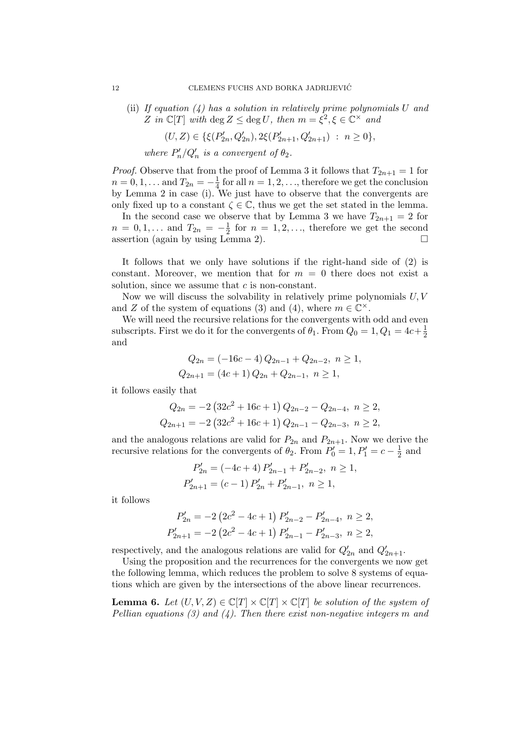(ii) *If equation (4) has a solution in relatively prime polynomials $U$ and $Z$ in $\mathbb{C}[T]$ with $\deg Z \le \deg U$, then $m = \xi^2, \xi \in \mathbb{C}^\times$ and*

$$(U, Z) \in \{\xi(P'_{2n}, Q'_{2n}), 2\xi(P'_{2n+1}, Q'_{2n+1}) \ : \ n \ge 0\},$$

*where $P'_n/Q'_n$ is a convergent of $\theta_2$.*

*Proof.* Observe that from the proof of Lemma 3 it follows that $T_{2n+1} = 1$ for $n = 0, 1, \ldots$ and $T_{2n} = -\frac{1}{4}$ for all $n = 1, 2, \ldots$, therefore we get the conclusion by Lemma 2 in case (i). We just have to observe that the convergents are only fixed up to a constant $\zeta \in \mathbb{C}$, thus we get the set stated in the lemma.

In the second case we observe that by Lemma 3 we have $T_{2n+1} = 2$ for $n = 0, 1, \ldots$ and $T_{2n} = -\frac{1}{2}$ for $n = 1, 2, \ldots$, therefore we get the second assertion (again by using Lemma 2). □

It follows that we only have solutions if the right-hand side of (2) is constant. Moreover, we mention that for $m = 0$ there does not exist a solution, since we assume that $c$ is non-constant.

Now we will discuss the solvability in relatively prime polynomials $U, V$ and $Z$ of the system of equations (3) and (4), where $m \in \mathbb{C}^\times$.

We will need the recursive relations for the convergents with odd and even subscripts. First we do it for the convergents of $\theta_1$. From $Q_0 = 1, Q_1 = 4c + \frac{1}{2}$ and

$$Q_{2n} = (-16c - 4)\, Q_{2n-1} + Q_{2n-2}, \ n \ge 1,$$
$$Q_{2n+1} = (4c + 1)\, Q_{2n} + Q_{2n-1}, \ n \ge 1,$$

it follows easily that

$$Q_{2n} = -2\left(32c^2 + 16c + 1\right) Q_{2n-2} - Q_{2n-4}, \ n \ge 2,$$
$$Q_{2n+1} = -2\left(32c^2 + 16c + 1\right) Q_{2n-1} - Q_{2n-3}, \ n \ge 2,$$

and the analogous relations are valid for $P_{2n}$ and $P_{2n+1}$. Now we derive the recursive relations for the convergents of $\theta_2$. From $P'_0 = 1, P'_1 = c - \frac{1}{2}$ and

$$P'_{2n} = (-4c + 4)\, P'_{2n-1} + P'_{2n-2}, \ n \ge 1,$$
$$P'_{2n+1} = (c - 1)\, P'_{2n} + P'_{2n-1}, \ n \ge 1,$$

it follows

$$P'_{2n} = -2\left(2c^2 - 4c + 1\right) P'_{2n-2} - P'_{2n-4}, \ n \ge 2,$$
$$P'_{2n+1} = -2\left(2c^2 - 4c + 1\right) P'_{2n-1} - P'_{2n-3}, \ n \ge 2,$$

respectively, and the analogous relations are valid for $Q'_{2n}$ and $Q'_{2n+1}$.

Using the proposition and the recurrences for the convergents we now get the following lemma, which reduces the problem to solve 8 systems of equations which are given by the intersections of the above linear recurrences.

**Lemma 6.** *Let $(U, V, Z) \in \mathbb{C}[T] \times \mathbb{C}[T] \times \mathbb{C}[T]$ be solution of the system of Pellian equations (3) and (4). Then there exist non-negative integers $m$ and*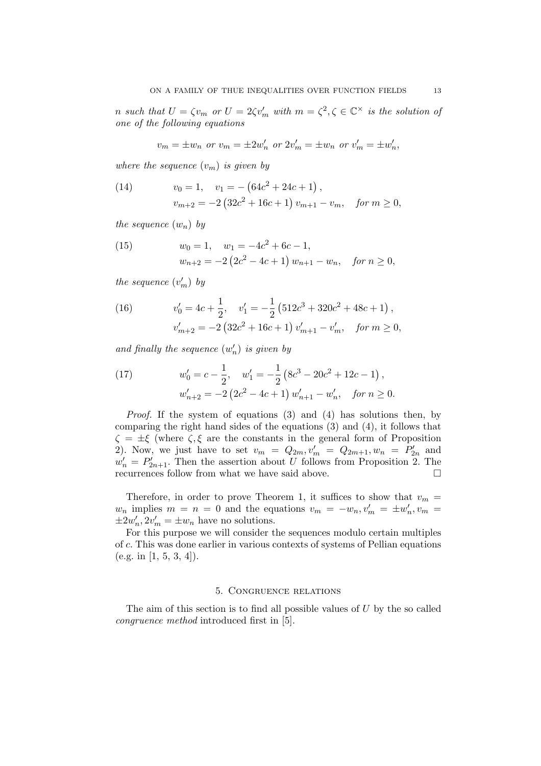*$n$ such that $U = \zeta v_m$ or $U = 2\zeta v'_m$ with $m = \zeta^2, \zeta \in \mathbb{C}^\times$ is the solution of one of the following equations*

$$v_m = \pm w_n \text{ or } v_m = \pm 2w'_n \text{ or } 2v'_m = \pm w_n \text{ or } v'_m = \pm w'_n,$$

*where the sequence $(v_m)$ is given by*

$$\begin{aligned} (14) \qquad & v_0 = 1, \quad v_1 = -\left(64c^2 + 24c + 1\right), \\ & v_{m+2} = -2\left(32c^2 + 16c + 1\right) v_{m+1} - v_m, \quad \text{for } m \geq 0, \end{aligned}$$

*the sequence $(w_n)$ by*

$$\begin{aligned} (15) \qquad & w_0 = 1, \quad w_1 = -4c^2 + 6c - 1, \\ & w_{n+2} = -2\left(2c^2 - 4c + 1\right) w_{n+1} - w_n, \quad \text{for } n \geq 0, \end{aligned}$$

*the sequence $(v'_m)$ by*

$$\begin{aligned} (16) \qquad & v'_0 = 4c + \frac{1}{2}, \quad v'_1 = -\frac{1}{2}\left(512c^3 + 320c^2 + 48c + 1\right), \\ & v'_{m+2} = -2\left(32c^2 + 16c + 1\right) v'_{m+1} - v'_m, \quad \text{for } m \geq 0, \end{aligned}$$

*and finally the sequence $(w'_n)$ is given by*

$$\begin{aligned} (17) \qquad & w'_0 = c - \frac{1}{2}, \quad w'_1 = -\frac{1}{2}\left(8c^3 - 20c^2 + 12c - 1\right), \\ & w'_{n+2} = -2\left(2c^2 - 4c + 1\right) w'_{n+1} - w'_n, \quad \text{for } n \geq 0. \end{aligned}$$

*Proof.* If the system of equations (3) and (4) has solutions then, by comparing the right hand sides of the equations (3) and (4), it follows that $\zeta = \pm\xi$ (where $\zeta, \xi$ are the constants in the general form of Proposition 2). Now, we just have to set $v_m = Q_{2m}, v'_m = Q_{2m+1}, w_n = P'_{2n}$ and $w'_n = P'_{2n+1}$. Then the assertion about $U$ follows from Proposition 2. The recurrences follow from what we have said above. $\square$

Therefore, in order to prove Theorem 1, it suffices to show that $v_m = w_n$ implies $m = n = 0$ and the equations $v_m = -w_n, v'_m = \pm w'_n, v_m = \pm 2w'_n, 2v'_m = \pm w_n$ have no solutions.

For this purpose we will consider the sequences modulo certain multiples of $c$. This was done earlier in various contexts of systems of Pellian equations (e.g. in [1, 5, 3, 4]).

## 5. Congruence relations

The aim of this section is to find all possible values of $U$ by the so called *congruence method* introduced first in [5].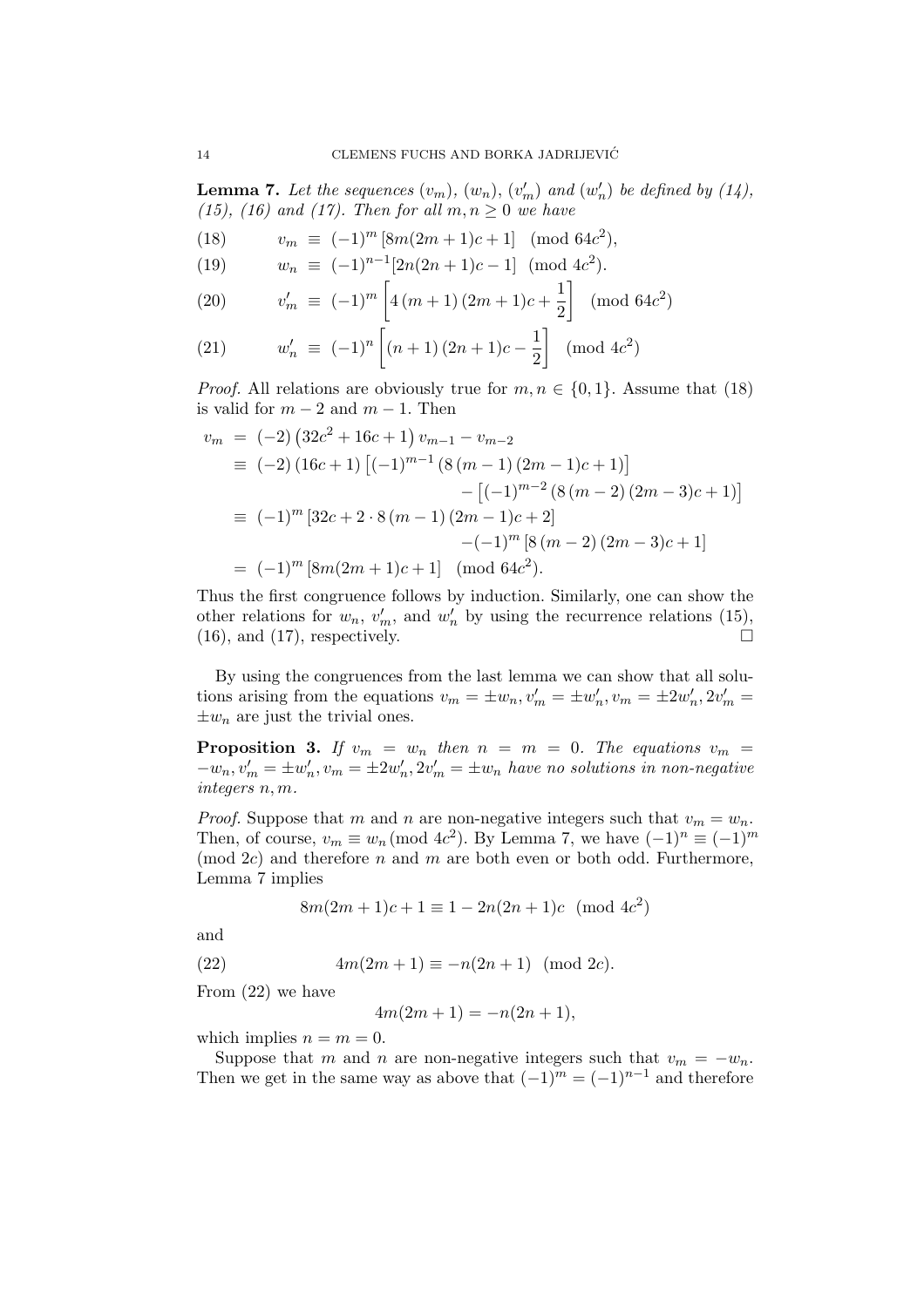**Lemma 7.** *Let the sequences $(v_m)$, $(w_n)$, $(v'_m)$ and $(w'_n)$ be defined by (14), (15), (16) and (17). Then for all $m, n \geq 0$ we have*

$$v_m \equiv (-1)^m [8m(2m+1)c+1] \pmod{64c^2}, \tag{18}$$

$$w_n \equiv (-1)^{n-1}[2n(2n+1)c-1] \pmod{4c^2}. \tag{19}$$

$$v'_m \equiv (-1)^m \left[4\,(m+1)\,(2m+1)c+\frac{1}{2}\right] \pmod{64c^2} \tag{20}$$

$$w'_n \equiv (-1)^n \left[(n+1)\,(2n+1)c-\frac{1}{2}\right] \pmod{4c^2} \tag{21}$$

*Proof.* All relations are obviously true for $m, n \in \{0, 1\}$. Assume that (18) is valid for $m-2$ and $m-1$. Then

$$\begin{aligned}
v_m &= (-2)\left(32c^2+16c+1\right) v_{m-1} - v_{m-2} \\
&\equiv (-2)\,(16c+1)\left[(-1)^{m-1}\left(8\,(m-1)\,(2m-1)c+1\right)\right] \\
&\qquad - \left[(-1)^{m-2}\left(8\,(m-2)\,(2m-3)c+1\right)\right] \\
&\equiv (-1)^m \left[32c + 2\cdot 8\,(m-1)\,(2m-1)c+2\right] \\
&\qquad -(-1)^m \left[8\,(m-2)\,(2m-3)c+1\right] \\
&= (-1)^m \left[8m(2m+1)c+1\right] \pmod{64c^2}.
\end{aligned}$$

Thus the first congruence follows by induction. Similarly, one can show the other relations for $w_n$, $v'_m$, and $w'_n$ by using the recurrence relations (15), (16), and (17), respectively. $\square$

By using the congruences from the last lemma we can show that all solutions arising from the equations $v_m = \pm w_n, v'_m = \pm w'_n, v_m = \pm 2w'_n, 2v'_m = \pm w_n$ are just the trivial ones.

**Proposition 3.** *If $v_m = w_n$ then $n = m = 0$. The equations $v_m = -w_n, v'_m = \pm w'_n, v_m = \pm 2w'_n, 2v'_m = \pm w_n$ have no solutions in non-negative integers $n, m$.*

*Proof.* Suppose that $m$ and $n$ are non-negative integers such that $v_m = w_n$. Then, of course, $v_m \equiv w_n \pmod{4c^2}$. By Lemma 7, we have $(-1)^n \equiv (-1)^m \pmod{2c}$ and therefore $n$ and $m$ are both even or both odd. Furthermore, Lemma 7 implies

$$8m(2m+1)c+1 \equiv 1 - 2n(2n+1)c \pmod{4c^2}$$

and

$$4m(2m+1) \equiv -n(2n+1) \pmod{2c}. \tag{22}$$

From (22) we have

$$4m(2m+1) = -n(2n+1),$$

which implies $n = m = 0$.

Suppose that $m$ and $n$ are non-negative integers such that $v_m = -w_n$. Then we get in the same way as above that $(-1)^m = (-1)^{n-1}$ and therefore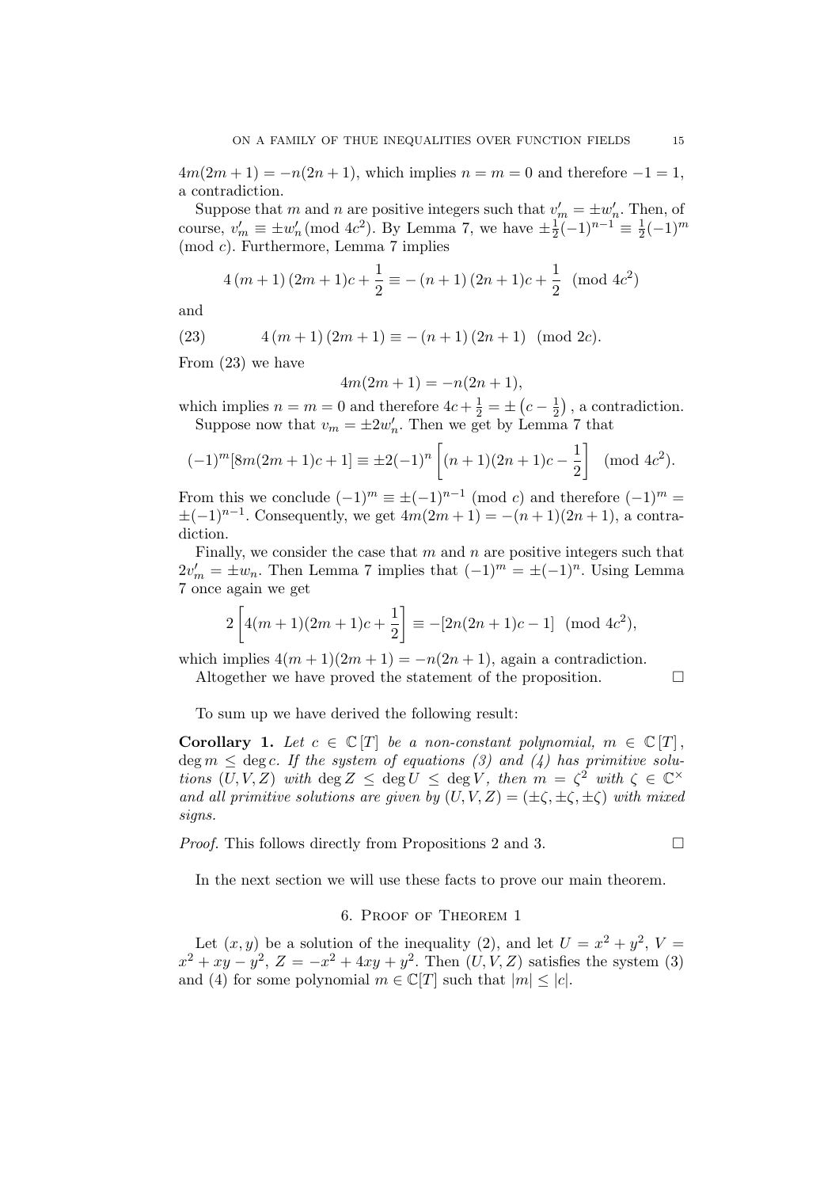$4m(2m+1) = -n(2n+1)$, which implies $n = m = 0$ and therefore $-1 = 1$, a contradiction.

Suppose that $m$ and $n$ are positive integers such that $v'_m = \pm w'_n$. Then, of course, $v'_m \equiv \pm w'_n \pmod{4c^2}$. By Lemma 7, we have $\pm\frac{1}{2}(-1)^{n-1} \equiv \frac{1}{2}(-1)^m \pmod{c}$. Furthermore, Lemma 7 implies

$$4\,(m+1)\,(2m+1)c + \frac{1}{2} \equiv -\,(n+1)\,(2n+1)c + \frac{1}{2} \pmod{4c^2}$$

and

$$4\,(m+1)\,(2m+1) \equiv -\,(n+1)\,(2n+1) \pmod{2c}. \tag{23}$$

From (23) we have

$$4m(2m+1) = -n(2n+1),$$

which implies $n = m = 0$ and therefore $4c + \frac{1}{2} = \pm\left(c - \frac{1}{2}\right)$, a contradiction.

Suppose now that $v_m = \pm 2w'_n$. Then we get by Lemma 7 that

$$(-1)^m[8m(2m+1)c+1] \equiv \pm 2(-1)^n\left[(n+1)(2n+1)c - \frac{1}{2}\right] \pmod{4c^2}.$$

From this we conclude $(-1)^m \equiv \pm(-1)^{n-1} \pmod{c}$ and therefore $(-1)^m = \pm(-1)^{n-1}$. Consequently, we get $4m(2m+1) = -(n+1)(2n+1)$, a contradiction.

Finally, we consider the case that $m$ and $n$ are positive integers such that $2v'_m = \pm w_n$. Then Lemma 7 implies that $(-1)^m = \pm(-1)^n$. Using Lemma 7 once again we get

$$2\left[4(m+1)(2m+1)c + \frac{1}{2}\right] \equiv -[2n(2n+1)c - 1] \pmod{4c^2},$$

which implies $4(m+1)(2m+1) = -n(2n+1)$, again a contradiction.

Altogether we have proved the statement of the proposition. □

To sum up we have derived the following result:

**Corollary 1.** *Let $c \in \mathbb{C}[T]$ be a non-constant polynomial, $m \in \mathbb{C}[T]$, $\deg m \leq \deg c$. If the system of equations (3) and (4) has primitive solutions $(U, V, Z)$ with $\deg Z \leq \deg U \leq \deg V$, then $m = \zeta^2$ with $\zeta \in \mathbb{C}^\times$ and all primitive solutions are given by $(U, V, Z) = (\pm\zeta, \pm\zeta, \pm\zeta)$ with mixed signs.*

*Proof.* This follows directly from Propositions 2 and 3. □

In the next section we will use these facts to prove our main theorem.

## 6. Proof of Theorem 1

Let $(x, y)$ be a solution of the inequality (2), and let $U = x^2 + y^2$, $V = x^2 + xy - y^2$, $Z = -x^2 + 4xy + y^2$. Then $(U, V, Z)$ satisfies the system (3) and (4) for some polynomial $m \in \mathbb{C}[T]$ such that $|m| \leq |c|$.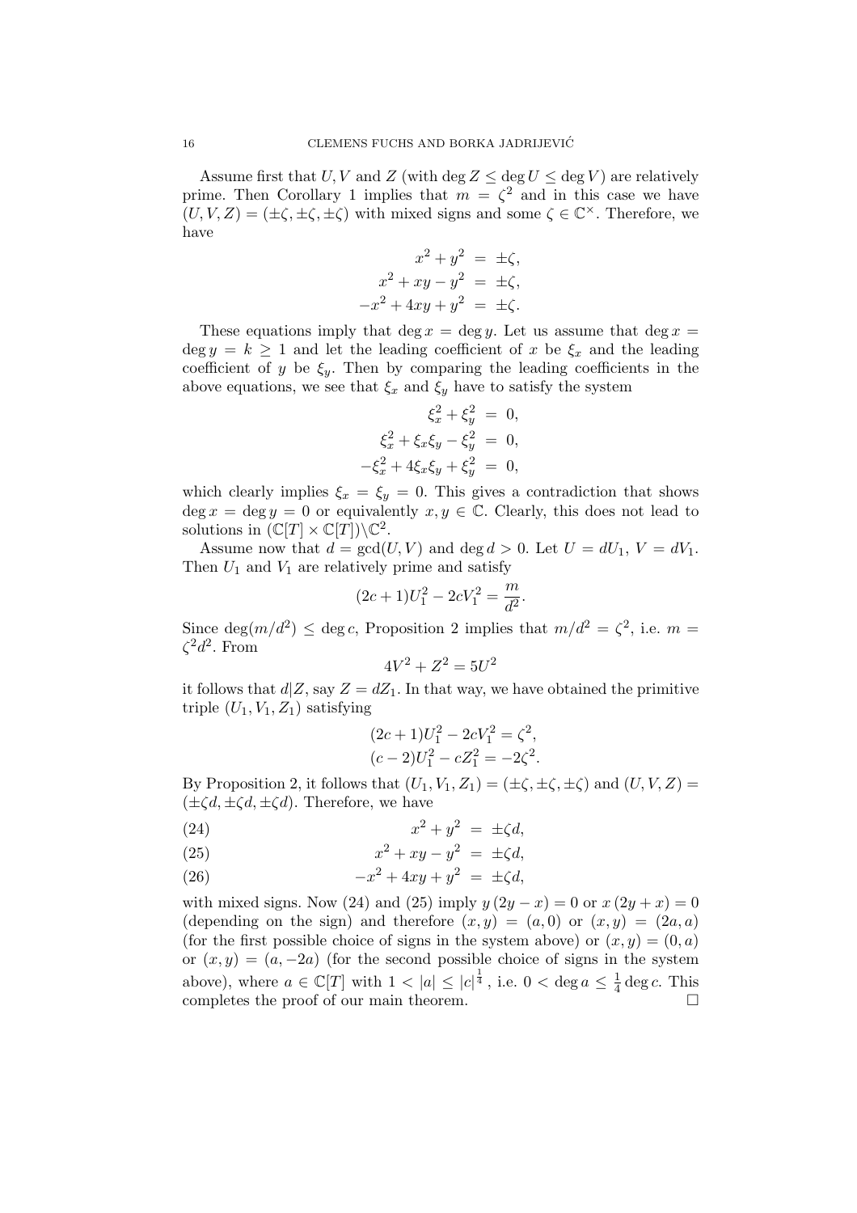Assume first that $U, V$ and $Z$ (with $\deg Z \le \deg U \le \deg V$) are relatively prime. Then Corollary 1 implies that $m = \zeta^2$ and in this case we have $(U, V, Z) = (\pm\zeta, \pm\zeta, \pm\zeta)$ with mixed signs and some $\zeta \in \mathbb{C}^\times$. Therefore, we have

$$
\begin{aligned}
x^2 + y^2 &= \pm\zeta, \\
x^2 + xy - y^2 &= \pm\zeta, \\
-x^2 + 4xy + y^2 &= \pm\zeta.
\end{aligned}
$$

These equations imply that $\deg x = \deg y$. Let us assume that $\deg x = \deg y = k \ge 1$ and let the leading coefficient of $x$ be $\xi_x$ and the leading coefficient of $y$ be $\xi_y$. Then by comparing the leading coefficients in the above equations, we see that $\xi_x$ and $\xi_y$ have to satisfy the system

$$
\begin{aligned}
\xi_x^2 + \xi_y^2 &= 0, \\
\xi_x^2 + \xi_x\xi_y - \xi_y^2 &= 0, \\
-\xi_x^2 + 4\xi_x\xi_y + \xi_y^2 &= 0,
\end{aligned}
$$

which clearly implies $\xi_x = \xi_y = 0$. This gives a contradiction that shows $\deg x = \deg y = 0$ or equivalently $x, y \in \mathbb{C}$. Clearly, this does not lead to solutions in $(\mathbb{C}[T] \times \mathbb{C}[T]) \backslash \mathbb{C}^2$.

Assume now that $d = \gcd(U, V)$ and $\deg d > 0$. Let $U = dU_1$, $V = dV_1$. Then $U_1$ and $V_1$ are relatively prime and satisfy

$$
(2c+1)U_1^2 - 2cV_1^2 = \frac{m}{d^2}.
$$

Since $\deg(m/d^2) \le \deg c$, Proposition 2 implies that $m/d^2 = \zeta^2$, i.e. $m = \zeta^2 d^2$. From

$$
4V^2 + Z^2 = 5U^2
$$

it follows that $d|Z$, say $Z = dZ_1$. In that way, we have obtained the primitive triple $(U_1, V_1, Z_1)$ satisfying

$$
\begin{aligned}
(2c+1)U_1^2 - 2cV_1^2 &= \zeta^2, \\
(c-2)U_1^2 - cZ_1^2 &= -2\zeta^2.
\end{aligned}
$$

By Proposition 2, it follows that $(U_1, V_1, Z_1) = (\pm\zeta, \pm\zeta, \pm\zeta)$ and $(U, V, Z) = (\pm\zeta d, \pm\zeta d, \pm\zeta d)$. Therefore, we have

$$
\begin{aligned}
x^2 + y^2 &= \pm\zeta d, &\quad (24)\\
x^2 + xy - y^2 &= \pm\zeta d, &\quad (25)\\
-x^2 + 4xy + y^2 &= \pm\zeta d, &\quad (26)
\end{aligned}
$$

with mixed signs. Now (24) and (25) imply $y\,(2y - x) = 0$ or $x\,(2y + x) = 0$ (depending on the sign) and therefore $(x, y) = (a, 0)$ or $(x, y) = (2a, a)$ (for the first possible choice of signs in the system above) or $(x, y) = (0, a)$ or $(x, y) = (a, -2a)$ (for the second possible choice of signs in the system above), where $a \in \mathbb{C}[T]$ with $1 < |a| \le |c|^{\frac{1}{4}}$, i.e. $0 < \deg a \le \frac{1}{4}\deg c$. This completes the proof of our main theorem. $\square$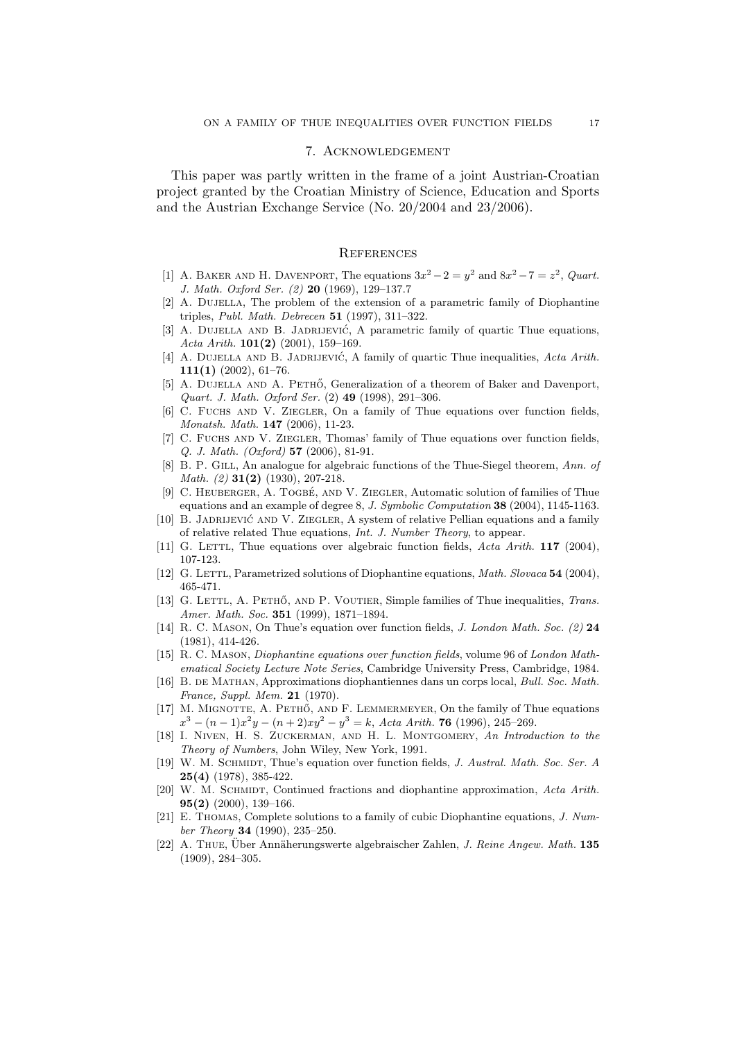## 7. Acknowledgement

This paper was partly written in the frame of a joint Austrian-Croatian project granted by the Croatian Ministry of Science, Education and Sports and the Austrian Exchange Service (No. 20/2004 and 23/2006).

## References

[1] A. Baker and H. Davenport, The equations $3x^2 - 2 = y^2$ and $8x^2 - 7 = z^2$, *Quart. J. Math. Oxford Ser. (2)* **20** (1969), 129–137.7

[2] A. Dujella, The problem of the extension of a parametric family of Diophantine triples, *Publ. Math. Debrecen* **51** (1997), 311–322.

[3] A. Dujella and B. Jadrijević, A parametric family of quartic Thue equations, *Acta Arith.* **101(2)** (2001), 159–169.

[4] A. Dujella and B. Jadrijević, A family of quartic Thue inequalities, *Acta Arith.* **111(1)** (2002), 61–76.

[5] A. Dujella and A. Pethő, Generalization of a theorem of Baker and Davenport, *Quart. J. Math. Oxford Ser.* (2) **49** (1998), 291–306.

[6] C. Fuchs and V. Ziegler, On a family of Thue equations over function fields, *Monatsh. Math.* **147** (2006), 11-23.

[7] C. Fuchs and V. Ziegler, Thomas' family of Thue equations over function fields, *Q. J. Math. (Oxford)* **57** (2006), 81-91.

[8] B. P. Gill, An analogue for algebraic functions of the Thue-Siegel theorem, *Ann. of Math. (2)* **31(2)** (1930), 207-218.

[9] C. Heuberger, A. Togbé, and V. Ziegler, Automatic solution of families of Thue equations and an example of degree 8, *J. Symbolic Computation* **38** (2004), 1145-1163.

[10] B. Jadrijević and V. Ziegler, A system of relative Pellian equations and a family of relative related Thue equations, *Int. J. Number Theory*, to appear.

[11] G. Lettl, Thue equations over algebraic function fields, *Acta Arith.* **117** (2004), 107-123.

[12] G. Lettl, Parametrized solutions of Diophantine equations, *Math. Slovaca* **54** (2004), 465-471.

[13] G. Lettl, A. Pethő, and P. Voutier, Simple families of Thue inequalities, *Trans. Amer. Math. Soc.* **351** (1999), 1871–1894.

[14] R. C. Mason, On Thue's equation over function fields, *J. London Math. Soc. (2)* **24** (1981), 414-426.

[15] R. C. Mason, *Diophantine equations over function fields*, volume 96 of *London Mathematical Society Lecture Note Series*, Cambridge University Press, Cambridge, 1984.

[16] B. de Mathan, Approximations diophantiennes dans un corps local, *Bull. Soc. Math. France, Suppl. Mem.* **21** (1970).

[17] M. Mignotte, A. Pethő, and F. Lemmermeyer, On the family of Thue equations $x^3 - (n-1)x^2y - (n+2)xy^2 - y^3 = k$, *Acta Arith.* **76** (1996), 245–269.

[18] I. Niven, H. S. Zuckerman, and H. L. Montgomery, *An Introduction to the Theory of Numbers*, John Wiley, New York, 1991.

[19] W. M. Schmidt, Thue's equation over function fields, *J. Austral. Math. Soc. Ser. A* **25(4)** (1978), 385-422.

[20] W. M. Schmidt, Continued fractions and diophantine approximation, *Acta Arith.* **95(2)** (2000), 139–166.

[21] E. Thomas, Complete solutions to a family of cubic Diophantine equations, *J. Number Theory* **34** (1990), 235–250.

[22] A. Thue, Über Annäherungswerte algebraischer Zahlen, *J. Reine Angew. Math.* **135** (1909), 284–305.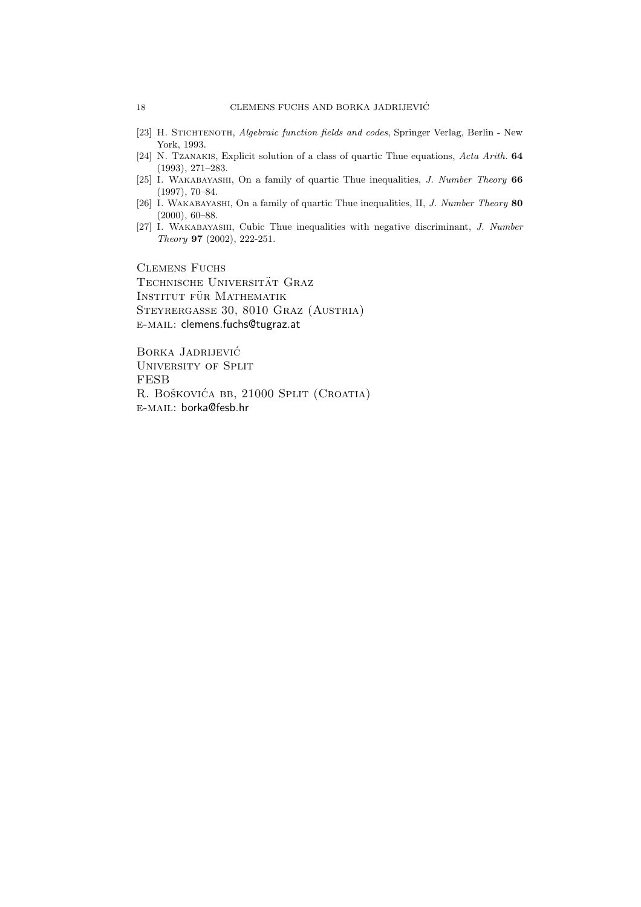[23] H. Stichtenoth, *Algebraic function fields and codes*, Springer Verlag, Berlin - New York, 1993.

[24] N. Tzanakis, Explicit solution of a class of quartic Thue equations, *Acta Arith.* **64** (1993), 271–283.

[25] I. Wakabayashi, On a family of quartic Thue inequalities, *J. Number Theory* **66** (1997), 70–84.

[26] I. Wakabayashi, On a family of quartic Thue inequalities, II, *J. Number Theory* **80** (2000), 60–88.

[27] I. Wakabayashi, Cubic Thue inequalities with negative discriminant, *J. Number Theory* **97** (2002), 222-251.

Clemens Fuchs
Technische Universität Graz
Institut für Mathematik
Steyrergasse 30, 8010 Graz (Austria)
e-mail: clemens.fuchs@tugraz.at

Borka Jadrijević
University of Split
FESB
R. Boškovića bb, 21000 Split (Croatia)
e-mail: borka@fesb.hr